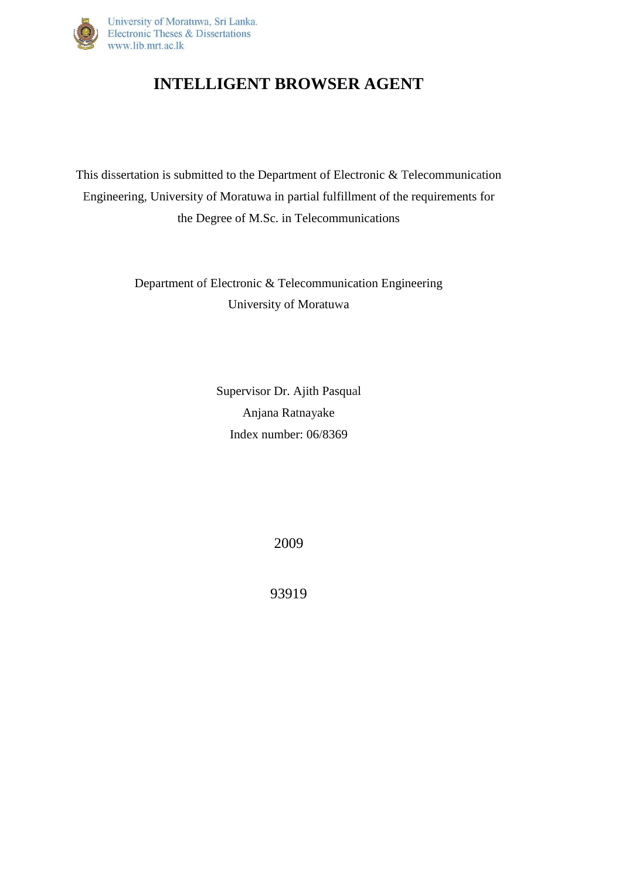University of Moratuwa, Sri Lanka.
Electronic Theses & Dissertations
www.lib.mrt.ac.lk

# INTELLIGENT BROWSER AGENT

This dissertation is submitted to the Department of Electronic & Telecommunication Engineering, University of Moratuwa in partial fulfillment of the requirements for the Degree of M.Sc. in Telecommunications

Department of Electronic & Telecommunication Engineering
University of Moratuwa

Supervisor Dr. Ajith Pasqual
Anjana Ratnayake
Index number: 06/8369

2009

93919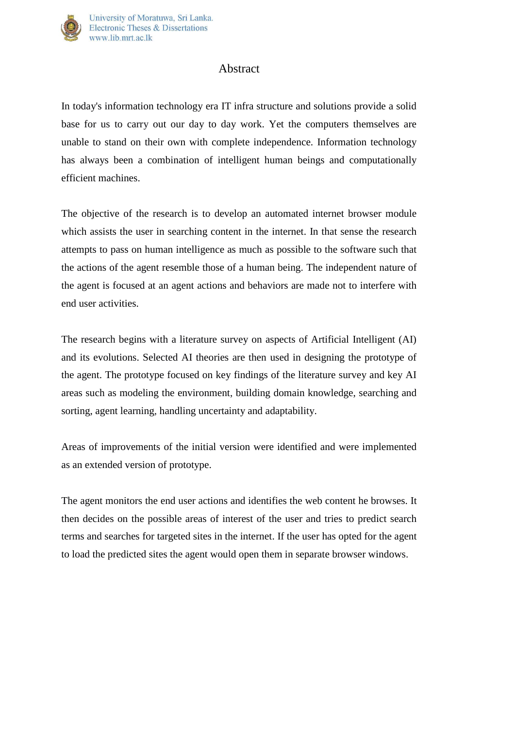# Abstract

In today's information technology era IT infra structure and solutions provide a solid base for us to carry out our day to day work. Yet the computers themselves are unable to stand on their own with complete independence. Information technology has always been a combination of intelligent human beings and computationally efficient machines.

The objective of the research is to develop an automated internet browser module which assists the user in searching content in the internet. In that sense the research attempts to pass on human intelligence as much as possible to the software such that the actions of the agent resemble those of a human being. The independent nature of the agent is focused at an agent actions and behaviors are made not to interfere with end user activities.

The research begins with a literature survey on aspects of Artificial Intelligent (AI) and its evolutions. Selected AI theories are then used in designing the prototype of the agent. The prototype focused on key findings of the literature survey and key AI areas such as modeling the environment, building domain knowledge, searching and sorting, agent learning, handling uncertainty and adaptability.

Areas of improvements of the initial version were identified and were implemented as an extended version of prototype.

The agent monitors the end user actions and identifies the web content he browses. It then decides on the possible areas of interest of the user and tries to predict search terms and searches for targeted sites in the internet. If the user has opted for the agent to load the predicted sites the agent would open them in separate browser windows.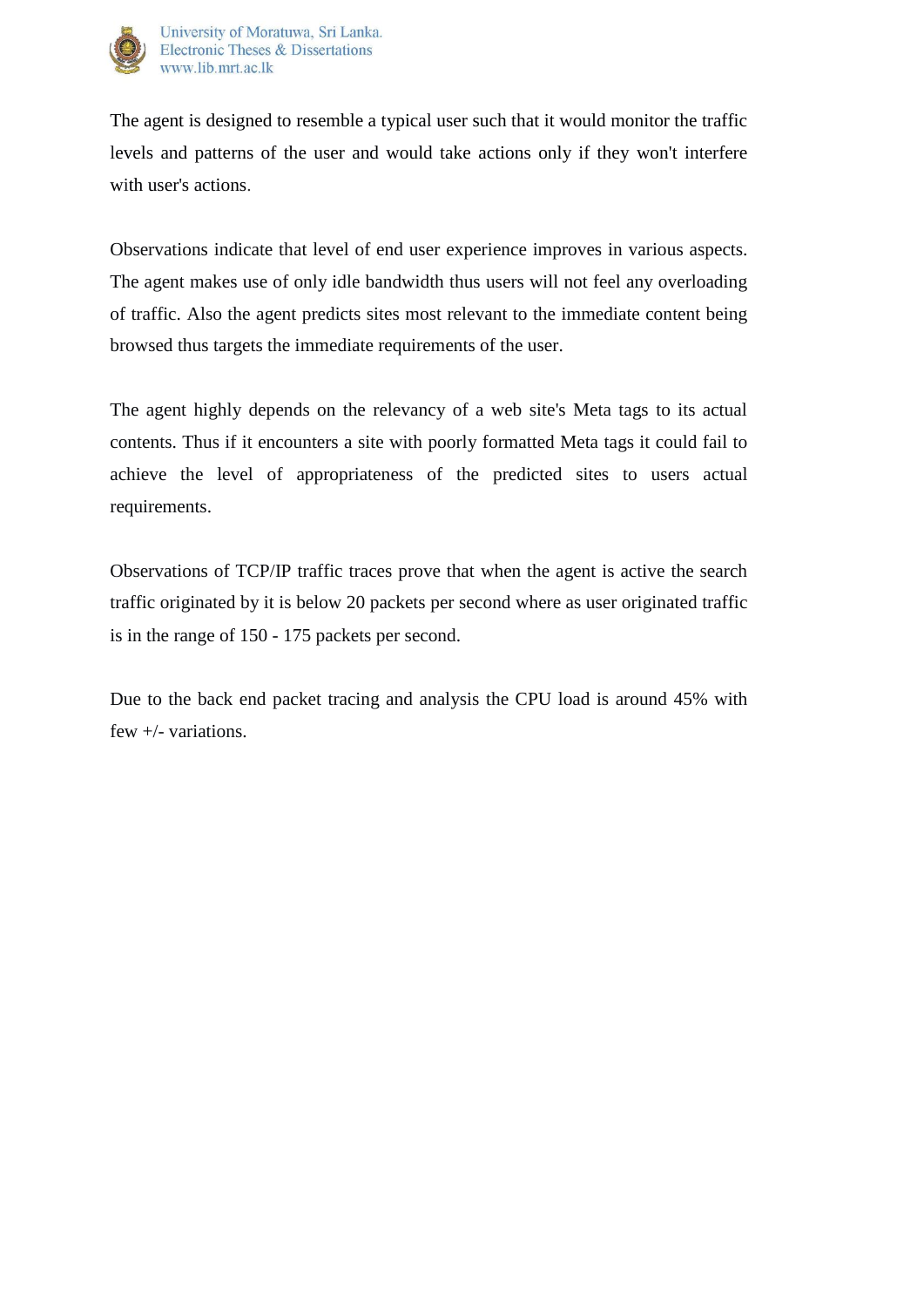The agent is designed to resemble a typical user such that it would monitor the traffic levels and patterns of the user and would take actions only if they won't interfere with user's actions.

Observations indicate that level of end user experience improves in various aspects. The agent makes use of only idle bandwidth thus users will not feel any overloading of traffic. Also the agent predicts sites most relevant to the immediate content being browsed thus targets the immediate requirements of the user.

The agent highly depends on the relevancy of a web site's Meta tags to its actual contents. Thus if it encounters a site with poorly formatted Meta tags it could fail to achieve the level of appropriateness of the predicted sites to users actual requirements.

Observations of TCP/IP traffic traces prove that when the agent is active the search traffic originated by it is below 20 packets per second where as user originated traffic is in the range of 150 - 175 packets per second.

Due to the back end packet tracing and analysis the CPU load is around 45% with few +/- variations.